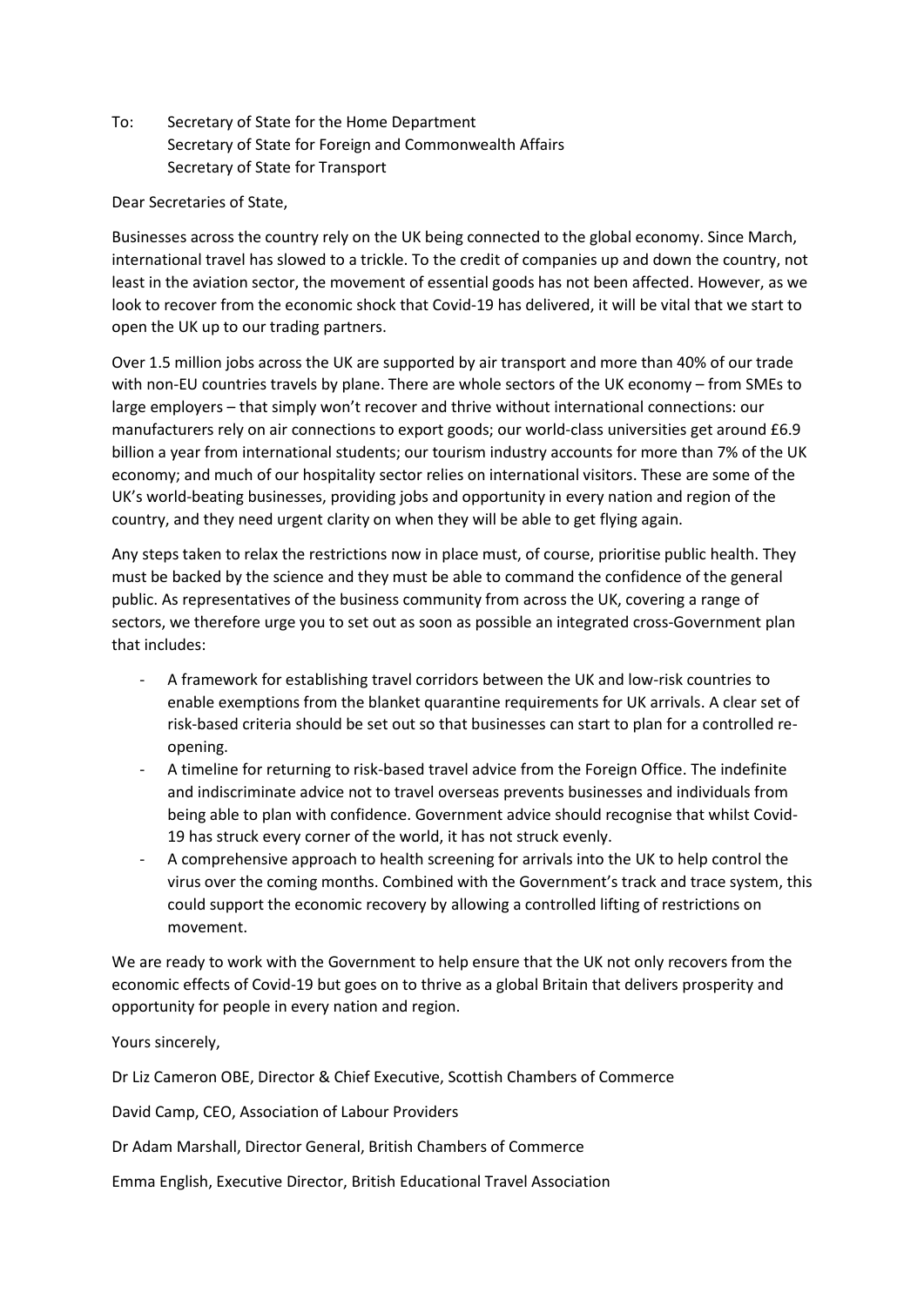To: Secretary of State for the Home Department
Secretary of State for Foreign and Commonwealth Affairs
Secretary of State for Transport

Dear Secretaries of State,

Businesses across the country rely on the UK being connected to the global economy. Since March, international travel has slowed to a trickle. To the credit of companies up and down the country, not least in the aviation sector, the movement of essential goods has not been affected. However, as we look to recover from the economic shock that Covid-19 has delivered, it will be vital that we start to open the UK up to our trading partners.

Over 1.5 million jobs across the UK are supported by air transport and more than 40% of our trade with non-EU countries travels by plane. There are whole sectors of the UK economy – from SMEs to large employers – that simply won't recover and thrive without international connections: our manufacturers rely on air connections to export goods; our world-class universities get around £6.9 billion a year from international students; our tourism industry accounts for more than 7% of the UK economy; and much of our hospitality sector relies on international visitors. These are some of the UK's world-beating businesses, providing jobs and opportunity in every nation and region of the country, and they need urgent clarity on when they will be able to get flying again.

Any steps taken to relax the restrictions now in place must, of course, prioritise public health. They must be backed by the science and they must be able to command the confidence of the general public. As representatives of the business community from across the UK, covering a range of sectors, we therefore urge you to set out as soon as possible an integrated cross-Government plan that includes:

- A framework for establishing travel corridors between the UK and low-risk countries to enable exemptions from the blanket quarantine requirements for UK arrivals. A clear set of risk-based criteria should be set out so that businesses can start to plan for a controlled re-opening.
- A timeline for returning to risk-based travel advice from the Foreign Office. The indefinite and indiscriminate advice not to travel overseas prevents businesses and individuals from being able to plan with confidence. Government advice should recognise that whilst Covid-19 has struck every corner of the world, it has not struck evenly.
- A comprehensive approach to health screening for arrivals into the UK to help control the virus over the coming months. Combined with the Government's track and trace system, this could support the economic recovery by allowing a controlled lifting of restrictions on movement.

We are ready to work with the Government to help ensure that the UK not only recovers from the economic effects of Covid-19 but goes on to thrive as a global Britain that delivers prosperity and opportunity for people in every nation and region.

Yours sincerely,

Dr Liz Cameron OBE, Director & Chief Executive, Scottish Chambers of Commerce

David Camp, CEO, Association of Labour Providers

Dr Adam Marshall, Director General, British Chambers of Commerce

Emma English, Executive Director, British Educational Travel Association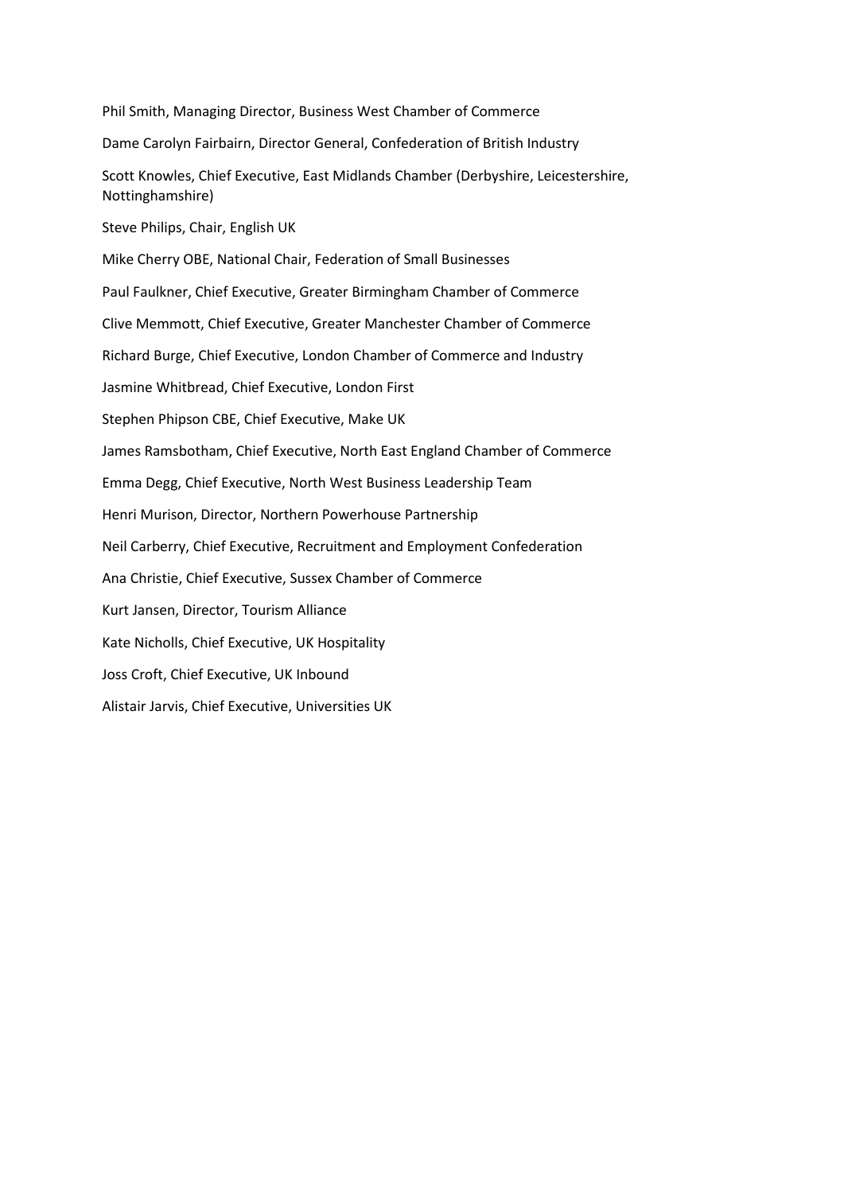Phil Smith, Managing Director, Business West Chamber of Commerce

Dame Carolyn Fairbairn, Director General, Confederation of British Industry

Scott Knowles, Chief Executive, East Midlands Chamber (Derbyshire, Leicestershire, Nottinghamshire)

Steve Philips, Chair, English UK

Mike Cherry OBE, National Chair, Federation of Small Businesses

Paul Faulkner, Chief Executive, Greater Birmingham Chamber of Commerce

Clive Memmott, Chief Executive, Greater Manchester Chamber of Commerce

Richard Burge, Chief Executive, London Chamber of Commerce and Industry

Jasmine Whitbread, Chief Executive, London First

Stephen Phipson CBE, Chief Executive, Make UK

James Ramsbotham, Chief Executive, North East England Chamber of Commerce

Emma Degg, Chief Executive, North West Business Leadership Team

Henri Murison, Director, Northern Powerhouse Partnership

Neil Carberry, Chief Executive, Recruitment and Employment Confederation

Ana Christie, Chief Executive, Sussex Chamber of Commerce

Kurt Jansen, Director, Tourism Alliance

Kate Nicholls, Chief Executive, UK Hospitality

Joss Croft, Chief Executive, UK Inbound

Alistair Jarvis, Chief Executive, Universities UK